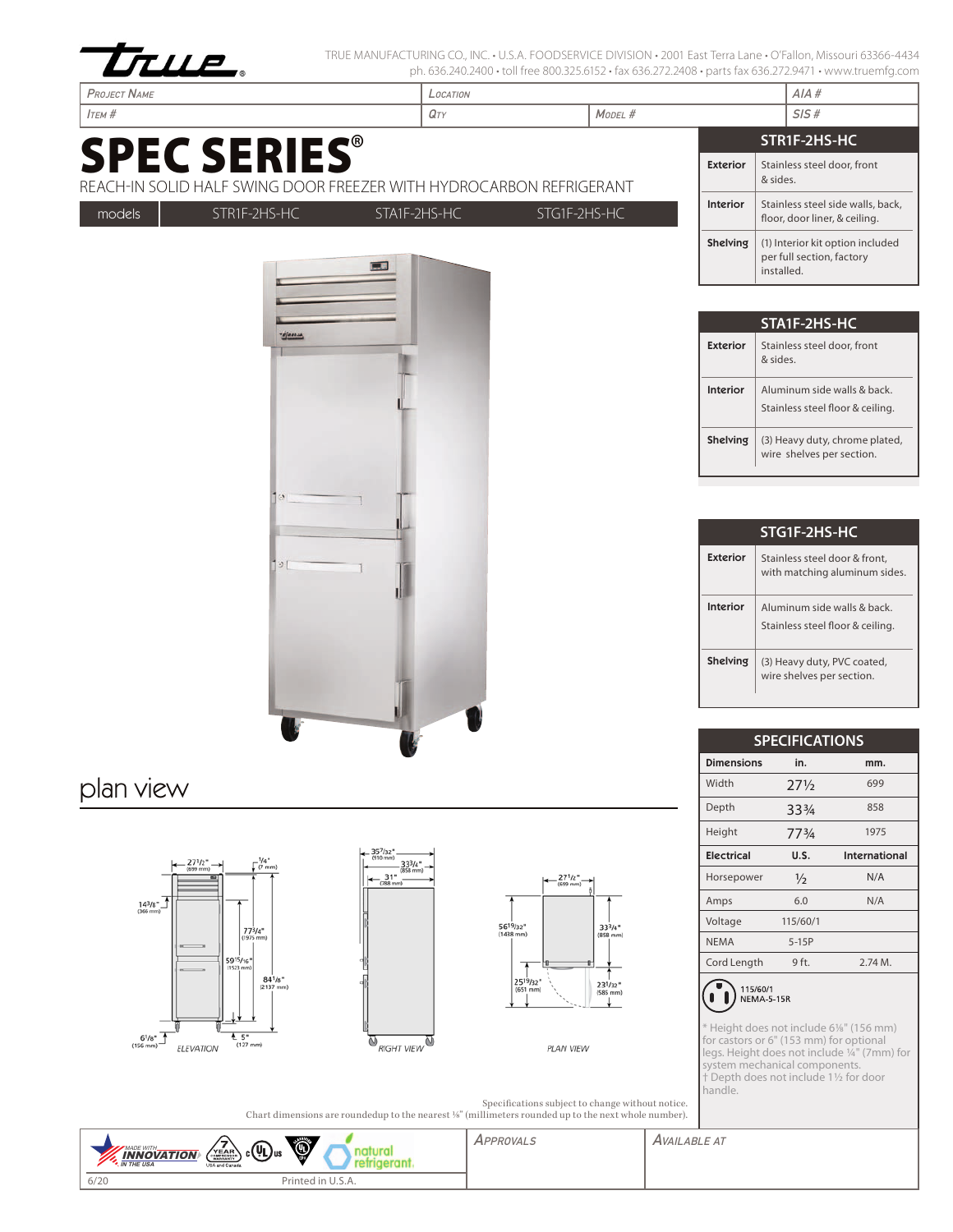TRUE MANUFACTURING CO., INC. • U.S.A. FOODSERVICE DIVISION • 2001 East Terra Lane • O'Fallon, Missouri 63366-4434
ph. 636.240.2400 • toll free 800.325.6152 • fax 636.272.2408 • parts fax 636.272.9471 • www.truemfg.com

| Project Name | Location | | AIA # |
|---|---|---|---|
| Item # | Qty | Model # | SIS # |

# SPEC SERIES®

REACH-IN SOLID HALF SWING DOOR FREEZER WITH HYDROCARBON REFRIGERANT

| models | STR1F-2HS-HC | STA1F-2HS-HC | STG1F-2HS-HC |
|---|---|---|---|

| STR1F-2HS-HC | |
|---|---|
| Exterior | Stainless steel door, front & sides. |
| Interior | Stainless steel side walls, back, floor, door liner, & ceiling. |
| Shelving | (1) Interior kit option included per full section, factory installed. |

| STA1F-2HS-HC | |
|---|---|
| Exterior | Stainless steel door, front & sides. |
| Interior | Aluminum side walls & back. Stainless steel floor & ceiling. |
| Shelving | (3) Heavy duty, chrome plated, wire shelves per section. |

| STG1F-2HS-HC | |
|---|---|
| Exterior | Stainless steel door & front, with matching aluminum sides. |
| Interior | Aluminum side walls & back. Stainless steel floor & ceiling. |
| Shelving | (3) Heavy duty, PVC coated, wire shelves per section. |

## plan view

ELEVATION — 27½" (699 mm); ¼" (7 mm); 14⅜" (366 mm); 77¾" (1975 mm); 59$^{15}/_{16}$" (1523 mm); 84⅛" (2137 mm); 6⅛" (156 mm); 5" (127 mm)

RIGHT VIEW — 35$^{7}/_{32}$" (910 mm); 33¾" (858 mm); 31" (788 mm)

PLAN VIEW — 27½" (699 mm); 56$^{19}/_{32}$" (1438 mm); 33¾" (858 mm); 25$^{19}/_{32}$" (651 mm); 23$^{1}/_{32}$" (585 mm)

## SPECIFICATIONS

| Dimensions | in. | mm. |
|---|---|---|
| Width | 27½ | 699 |
| Depth | 33¾ | 858 |
| Height | 77¾ | 1975 |
| **Electrical** | **U.S.** | **International** |
| Horsepower | ½ | N/A |
| Amps | 6.0 | N/A |
| Voltage | 115/60/1 | |
| NEMA | 5-15P | |
| Cord Length | 9 ft. | 2.74 M. |

115/60/1
NEMA-5-15R

* Height does not include 6⅛" (156 mm) for castors or 6" (153 mm) for optional legs. Height does not include ¼" (7mm) for system mechanical components.
† Depth does not include 1½ for door handle.

Specifications subject to change without notice.
Chart dimensions are roundedup to the nearest ⅛" (millimeters rounded up to the next whole number).

MADE WITH INNOVATION IN THE USA | 7 YEAR COMPRESSOR WARRANTY USA and Canada | c UL us | UL | natural refrigerant

| Approvals | Available At |
|---|---|
| | |

6/20 Printed in U.S.A.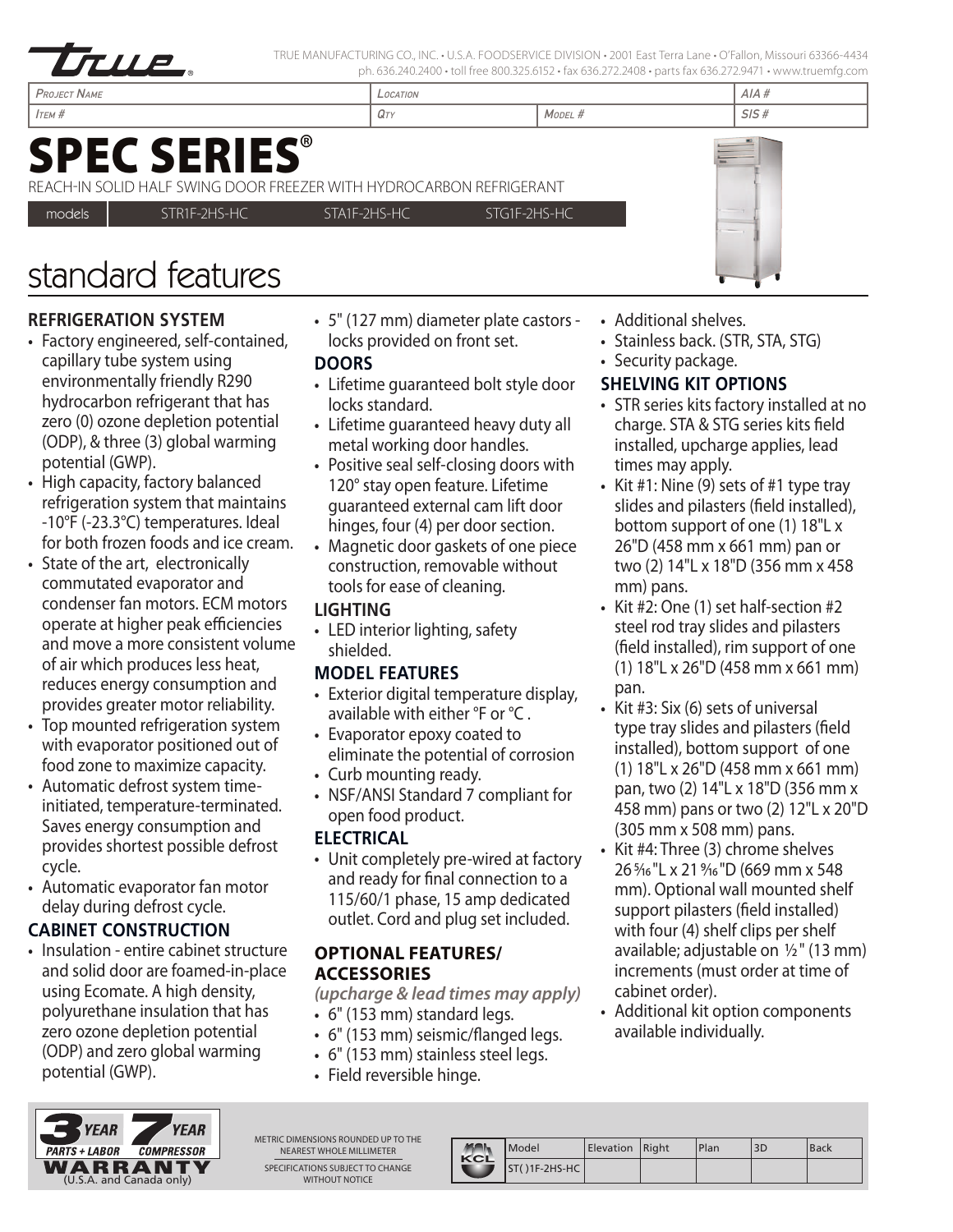TRUE MANUFACTURING CO., INC. • U.S.A. FOODSERVICE DIVISION • 2001 East Terra Lane • O'Fallon, Missouri 63366-4434
ph. 636.240.2400 • toll free 800.325.6152 • fax 636.272.2408 • parts fax 636.272.9471 • www.truemfg.com

| | | | |
|---|---|---|---|
| *Project Name* | *Location* | | *AIA #* |
| *Item #* | *Qty* | *Model #* | *SIS #* |

# SPEC SERIES®

REACH-IN SOLID HALF SWING DOOR FREEZER WITH HYDROCARBON REFRIGERANT

| models | STR1F-2HS-HC | STA1F-2HS-HC | STG1F-2HS-HC |
|---|---|---|---|

## standard features

### REFRIGERATION SYSTEM

- Factory engineered, self-contained, capillary tube system using environmentally friendly R290 hydrocarbon refrigerant that has zero (0) ozone depletion potential (ODP), & three (3) global warming potential (GWP).
- High capacity, factory balanced refrigeration system that maintains -10°F (-23.3°C) temperatures. Ideal for both frozen foods and ice cream.
- State of the art, electronically commutated evaporator and condenser fan motors. ECM motors operate at higher peak efficiencies and move a more consistent volume of air which produces less heat, reduces energy consumption and provides greater motor reliability.
- Top mounted refrigeration system with evaporator positioned out of food zone to maximize capacity.
- Automatic defrost system time-initiated, temperature-terminated. Saves energy consumption and provides shortest possible defrost cycle.
- Automatic evaporator fan motor delay during defrost cycle.

### CABINET CONSTRUCTION

- Insulation - entire cabinet structure and solid door are foamed-in-place using Ecomate. A high density, polyurethane insulation that has zero ozone depletion potential (ODP) and zero global warming potential (GWP).
- 5" (127 mm) diameter plate castors - locks provided on front set.

### DOORS

- Lifetime guaranteed bolt style door locks standard.
- Lifetime guaranteed heavy duty all metal working door handles.
- Positive seal self-closing doors with 120° stay open feature. Lifetime guaranteed external cam lift door hinges, four (4) per door section.
- Magnetic door gaskets of one piece construction, removable without tools for ease of cleaning.

### LIGHTING

- LED interior lighting, safety shielded.

### MODEL FEATURES

- Exterior digital temperature display, available with either °F or °C .
- Evaporator epoxy coated to eliminate the potential of corrosion
- Curb mounting ready.
- NSF/ANSI Standard 7 compliant for open food product.

### ELECTRICAL

- Unit completely pre-wired at factory and ready for final connection to a 115/60/1 phase, 15 amp dedicated outlet. Cord and plug set included.

### OPTIONAL FEATURES/ ACCESSORIES

***(upcharge & lead times may apply)***

- 6" (153 mm) standard legs.
- 6" (153 mm) seismic/flanged legs.
- 6" (153 mm) stainless steel legs.
- Field reversible hinge.
- Additional shelves.
- Stainless back. (STR, STA, STG)
- Security package.

### SHELVING KIT OPTIONS

- STR series kits factory installed at no charge. STA & STG series kits field installed, upcharge applies, lead times may apply.
- Kit #1: Nine (9) sets of #1 type tray slides and pilasters (field installed), bottom support of one (1) 18"L x 26"D (458 mm x 661 mm) pan or two (2) 14"L x 18"D (356 mm x 458 mm) pans.
- Kit #2: One (1) set half-section #2 steel rod tray slides and pilasters (field installed), rim support of one (1) 18"L x 26"D (458 mm x 661 mm) pan.
- Kit #3: Six (6) sets of universal type tray slides and pilasters (field installed), bottom support of one (1) 18"L x 26"D (458 mm x 661 mm) pan, two (2) 14"L x 18"D (356 mm x 458 mm) pans or two (2) 12"L x 20"D (305 mm x 508 mm) pans.
- Kit #4: Three (3) chrome shelves 26 5⁄16"L x 21 9⁄16"D (669 mm x 548 mm). Optional wall mounted shelf support pilasters (field installed) with four (4) shelf clips per shelf available; adjustable on ½" (13 mm) increments (must order at time of cabinet order).
- Additional kit option components available individually.

3 YEAR PARTS + LABOR 7 YEAR COMPRESSOR WARRANTY (U.S.A. and Canada only)

METRIC DIMENSIONS ROUNDED UP TO THE NEAREST WHOLE MILLIMETER

SPECIFICATIONS SUBJECT TO CHANGE WITHOUT NOTICE

| KCL Model | Elevation | Right | Plan | 3D | Back |
|---|---|---|---|---|---|
| ST( )1F-2HS-HC | | | | | |